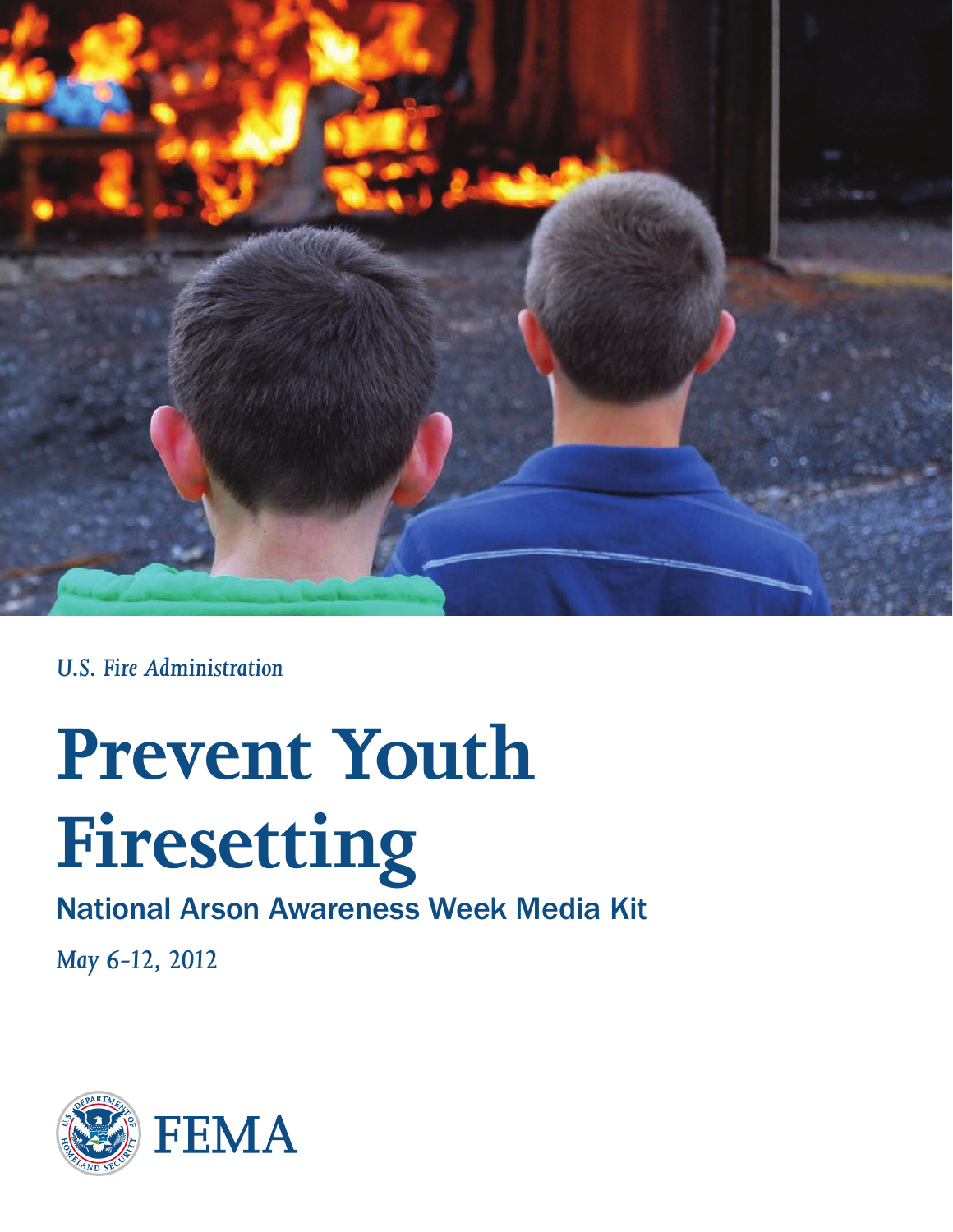*U.S. Fire Administration*

# Prevent Youth Firesetting

## National Arson Awareness Week Media Kit

*May 6-12, 2012*

FEMA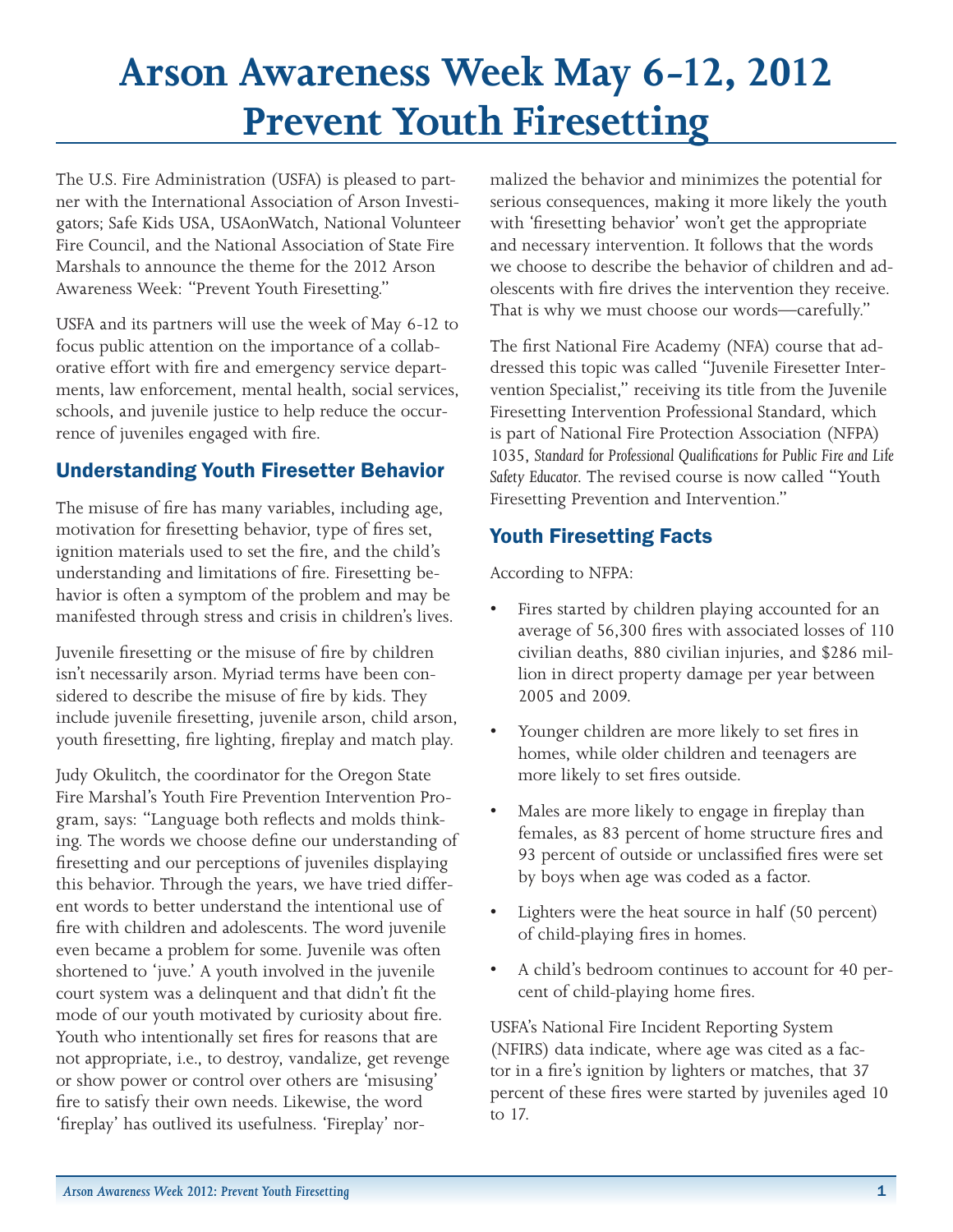# Arson Awareness Week May 6-12, 2012 Prevent Youth Firesetting

The U.S. Fire Administration (USFA) is pleased to partner with the International Association of Arson Investigators; Safe Kids USA, USAonWatch, National Volunteer Fire Council, and the National Association of State Fire Marshals to announce the theme for the 2012 Arson Awareness Week: "Prevent Youth Firesetting."

USFA and its partners will use the week of May 6-12 to focus public attention on the importance of a collaborative effort with fire and emergency service departments, law enforcement, mental health, social services, schools, and juvenile justice to help reduce the occurrence of juveniles engaged with fire.

## Understanding Youth Firesetter Behavior

The misuse of fire has many variables, including age, motivation for firesetting behavior, type of fires set, ignition materials used to set the fire, and the child's understanding and limitations of fire. Firesetting behavior is often a symptom of the problem and may be manifested through stress and crisis in children's lives.

Juvenile firesetting or the misuse of fire by children isn't necessarily arson. Myriad terms have been considered to describe the misuse of fire by kids. They include juvenile firesetting, juvenile arson, child arson, youth firesetting, fire lighting, fireplay and match play.

Judy Okulitch, the coordinator for the Oregon State Fire Marshal's Youth Fire Prevention Intervention Program, says: "Language both reflects and molds thinking. The words we choose define our understanding of firesetting and our perceptions of juveniles displaying this behavior. Through the years, we have tried different words to better understand the intentional use of fire with children and adolescents. The word juvenile even became a problem for some. Juvenile was often shortened to 'juve.' A youth involved in the juvenile court system was a delinquent and that didn't fit the mode of our youth motivated by curiosity about fire. Youth who intentionally set fires for reasons that are not appropriate, i.e., to destroy, vandalize, get revenge or show power or control over others are 'misusing' fire to satisfy their own needs. Likewise, the word 'fireplay' has outlived its usefulness. 'Fireplay' normalized the behavior and minimizes the potential for serious consequences, making it more likely the youth with 'firesetting behavior' won't get the appropriate and necessary intervention. It follows that the words we choose to describe the behavior of children and adolescents with fire drives the intervention they receive. That is why we must choose our words—carefully."

The first National Fire Academy (NFA) course that addressed this topic was called "Juvenile Firesetter Intervention Specialist," receiving its title from the Juvenile Firesetting Intervention Professional Standard, which is part of National Fire Protection Association (NFPA) 1035, *Standard for Professional Qualifications for Public Fire and Life Safety Educator*. The revised course is now called "Youth Firesetting Prevention and Intervention."

## Youth Firesetting Facts

According to NFPA:

- Fires started by children playing accounted for an average of 56,300 fires with associated losses of 110 civilian deaths, 880 civilian injuries, and $286 million in direct property damage per year between 2005 and 2009.
- Younger children are more likely to set fires in homes, while older children and teenagers are more likely to set fires outside.
- Males are more likely to engage in fireplay than females, as 83 percent of home structure fires and 93 percent of outside or unclassified fires were set by boys when age was coded as a factor.
- Lighters were the heat source in half (50 percent) of child-playing fires in homes.
- A child's bedroom continues to account for 40 percent of child-playing home fires.

USFA's National Fire Incident Reporting System (NFIRS) data indicate, where age was cited as a factor in a fire's ignition by lighters or matches, that 37 percent of these fires were started by juveniles aged 10 to 17.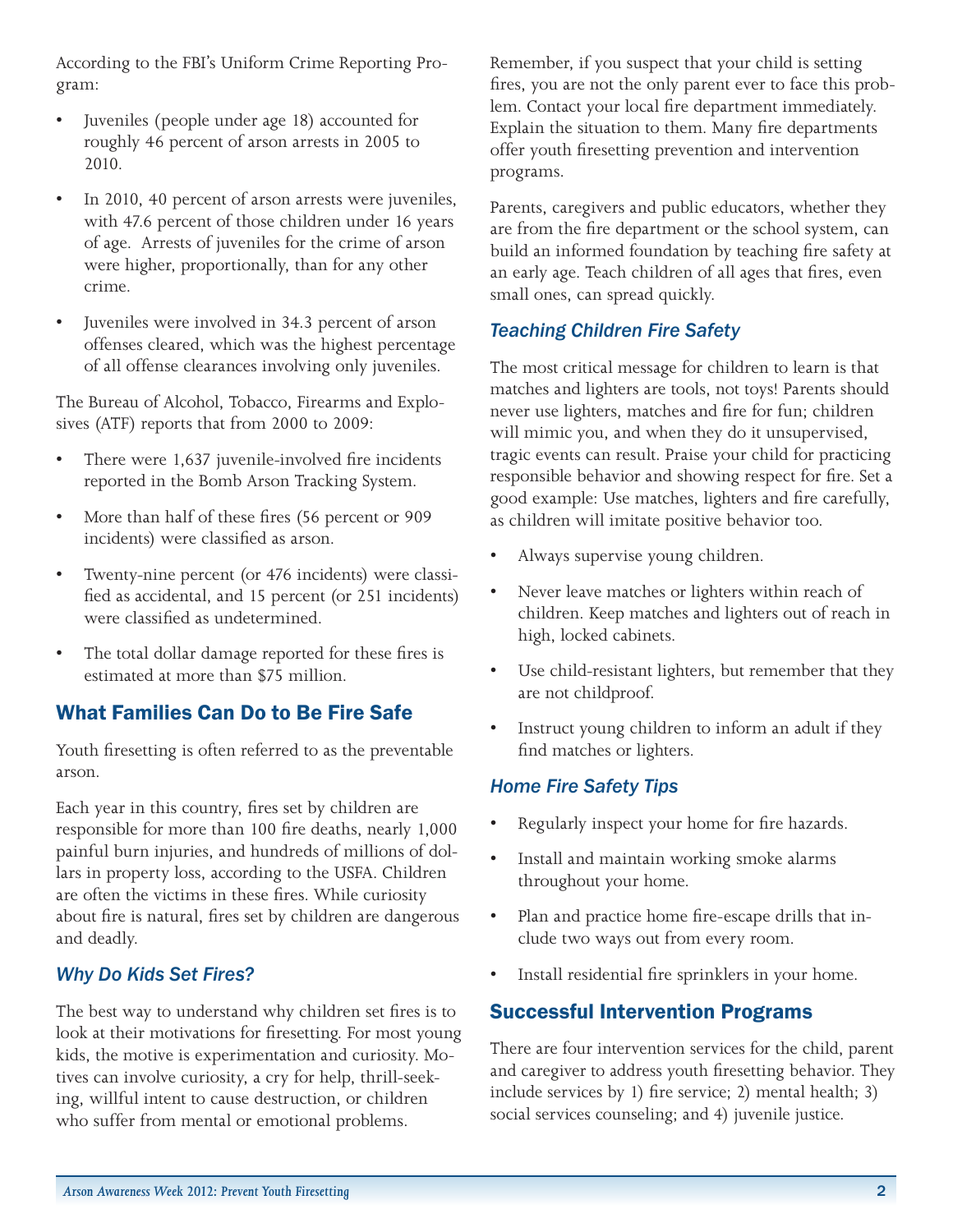According to the FBI's Uniform Crime Reporting Program:

- Juveniles (people under age 18) accounted for roughly 46 percent of arson arrests in 2005 to 2010.
- In 2010, 40 percent of arson arrests were juveniles, with 47.6 percent of those children under 16 years of age. Arrests of juveniles for the crime of arson were higher, proportionally, than for any other crime.
- Juveniles were involved in 34.3 percent of arson offenses cleared, which was the highest percentage of all offense clearances involving only juveniles.

The Bureau of Alcohol, Tobacco, Firearms and Explosives (ATF) reports that from 2000 to 2009:

- There were 1,637 juvenile-involved fire incidents reported in the Bomb Arson Tracking System.
- More than half of these fires (56 percent or 909 incidents) were classified as arson.
- Twenty-nine percent (or 476 incidents) were classified as accidental, and 15 percent (or 251 incidents) were classified as undetermined.
- The total dollar damage reported for these fires is estimated at more than $75 million.

## What Families Can Do to Be Fire Safe

Youth firesetting is often referred to as the preventable arson.

Each year in this country, fires set by children are responsible for more than 100 fire deaths, nearly 1,000 painful burn injuries, and hundreds of millions of dollars in property loss, according to the USFA. Children are often the victims in these fires. While curiosity about fire is natural, fires set by children are dangerous and deadly.

### *Why Do Kids Set Fires?*

The best way to understand why children set fires is to look at their motivations for firesetting. For most young kids, the motive is experimentation and curiosity. Motives can involve curiosity, a cry for help, thrill-seeking, willful intent to cause destruction, or children who suffer from mental or emotional problems.

Remember, if you suspect that your child is setting fires, you are not the only parent ever to face this problem. Contact your local fire department immediately. Explain the situation to them. Many fire departments offer youth firesetting prevention and intervention programs.

Parents, caregivers and public educators, whether they are from the fire department or the school system, can build an informed foundation by teaching fire safety at an early age. Teach children of all ages that fires, even small ones, can spread quickly.

### *Teaching Children Fire Safety*

The most critical message for children to learn is that matches and lighters are tools, not toys! Parents should never use lighters, matches and fire for fun; children will mimic you, and when they do it unsupervised, tragic events can result. Praise your child for practicing responsible behavior and showing respect for fire. Set a good example: Use matches, lighters and fire carefully, as children will imitate positive behavior too.

- Always supervise young children.
- Never leave matches or lighters within reach of children. Keep matches and lighters out of reach in high, locked cabinets.
- Use child-resistant lighters, but remember that they are not childproof.
- Instruct young children to inform an adult if they find matches or lighters.

### *Home Fire Safety Tips*

- Regularly inspect your home for fire hazards.
- Install and maintain working smoke alarms throughout your home.
- Plan and practice home fire-escape drills that include two ways out from every room.
- Install residential fire sprinklers in your home.

## Successful Intervention Programs

There are four intervention services for the child, parent and caregiver to address youth firesetting behavior. They include services by 1) fire service; 2) mental health; 3) social services counseling; and 4) juvenile justice.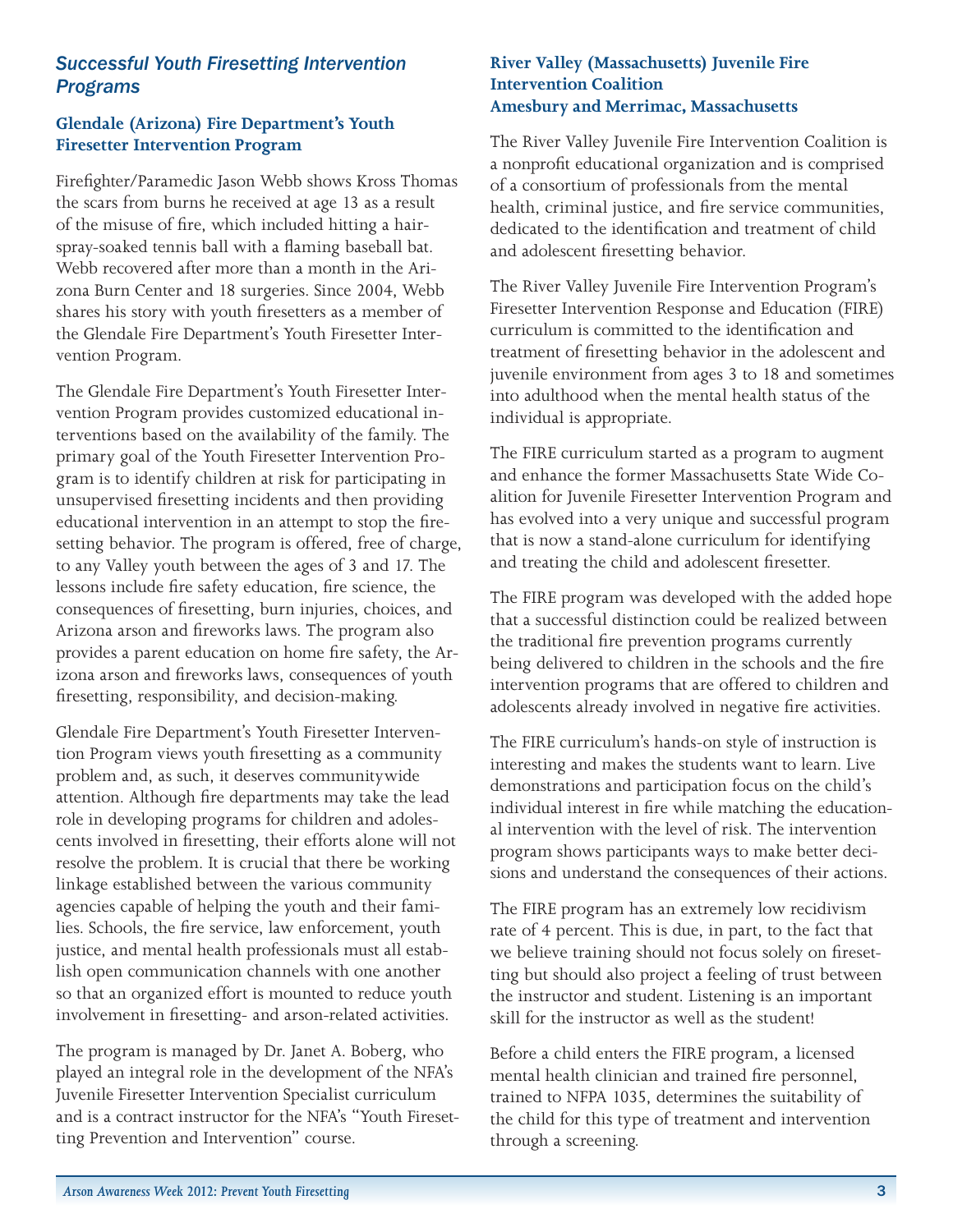## *Successful Youth Firesetting Intervention Programs*

### Glendale (Arizona) Fire Department's Youth Firesetter Intervention Program

Firefighter/Paramedic Jason Webb shows Kross Thomas the scars from burns he received at age 13 as a result of the misuse of fire, which included hitting a hair-spray-soaked tennis ball with a flaming baseball bat. Webb recovered after more than a month in the Arizona Burn Center and 18 surgeries. Since 2004, Webb shares his story with youth firesetters as a member of the Glendale Fire Department's Youth Firesetter Intervention Program.

The Glendale Fire Department's Youth Firesetter Intervention Program provides customized educational interventions based on the availability of the family. The primary goal of the Youth Firesetter Intervention Program is to identify children at risk for participating in unsupervised firesetting incidents and then providing educational intervention in an attempt to stop the firesetting behavior. The program is offered, free of charge, to any Valley youth between the ages of 3 and 17. The lessons include fire safety education, fire science, the consequences of firesetting, burn injuries, choices, and Arizona arson and fireworks laws. The program also provides a parent education on home fire safety, the Arizona arson and fireworks laws, consequences of youth firesetting, responsibility, and decision-making.

Glendale Fire Department's Youth Firesetter Intervention Program views youth firesetting as a community problem and, as such, it deserves communitywide attention. Although fire departments may take the lead role in developing programs for children and adolescents involved in firesetting, their efforts alone will not resolve the problem. It is crucial that there be working linkage established between the various community agencies capable of helping the youth and their families. Schools, the fire service, law enforcement, youth justice, and mental health professionals must all establish open communication channels with one another so that an organized effort is mounted to reduce youth involvement in firesetting- and arson-related activities.

The program is managed by Dr. Janet A. Boberg, who played an integral role in the development of the NFA's Juvenile Firesetter Intervention Specialist curriculum and is a contract instructor for the NFA's "Youth Firesetting Prevention and Intervention" course.

### River Valley (Massachusetts) Juvenile Fire Intervention Coalition
### Amesbury and Merrimac, Massachusetts

The River Valley Juvenile Fire Intervention Coalition is a nonprofit educational organization and is comprised of a consortium of professionals from the mental health, criminal justice, and fire service communities, dedicated to the identification and treatment of child and adolescent firesetting behavior.

The River Valley Juvenile Fire Intervention Program's Firesetter Intervention Response and Education (FIRE) curriculum is committed to the identification and treatment of firesetting behavior in the adolescent and juvenile environment from ages 3 to 18 and sometimes into adulthood when the mental health status of the individual is appropriate.

The FIRE curriculum started as a program to augment and enhance the former Massachusetts State Wide Coalition for Juvenile Firesetter Intervention Program and has evolved into a very unique and successful program that is now a stand-alone curriculum for identifying and treating the child and adolescent firesetter.

The FIRE program was developed with the added hope that a successful distinction could be realized between the traditional fire prevention programs currently being delivered to children in the schools and the fire intervention programs that are offered to children and adolescents already involved in negative fire activities.

The FIRE curriculum's hands-on style of instruction is interesting and makes the students want to learn. Live demonstrations and participation focus on the child's individual interest in fire while matching the educational intervention with the level of risk. The intervention program shows participants ways to make better decisions and understand the consequences of their actions.

The FIRE program has an extremely low recidivism rate of 4 percent. This is due, in part, to the fact that we believe training should not focus solely on firesetting but should also project a feeling of trust between the instructor and student. Listening is an important skill for the instructor as well as the student!

Before a child enters the FIRE program, a licensed mental health clinician and trained fire personnel, trained to NFPA 1035, determines the suitability of the child for this type of treatment and intervention through a screening.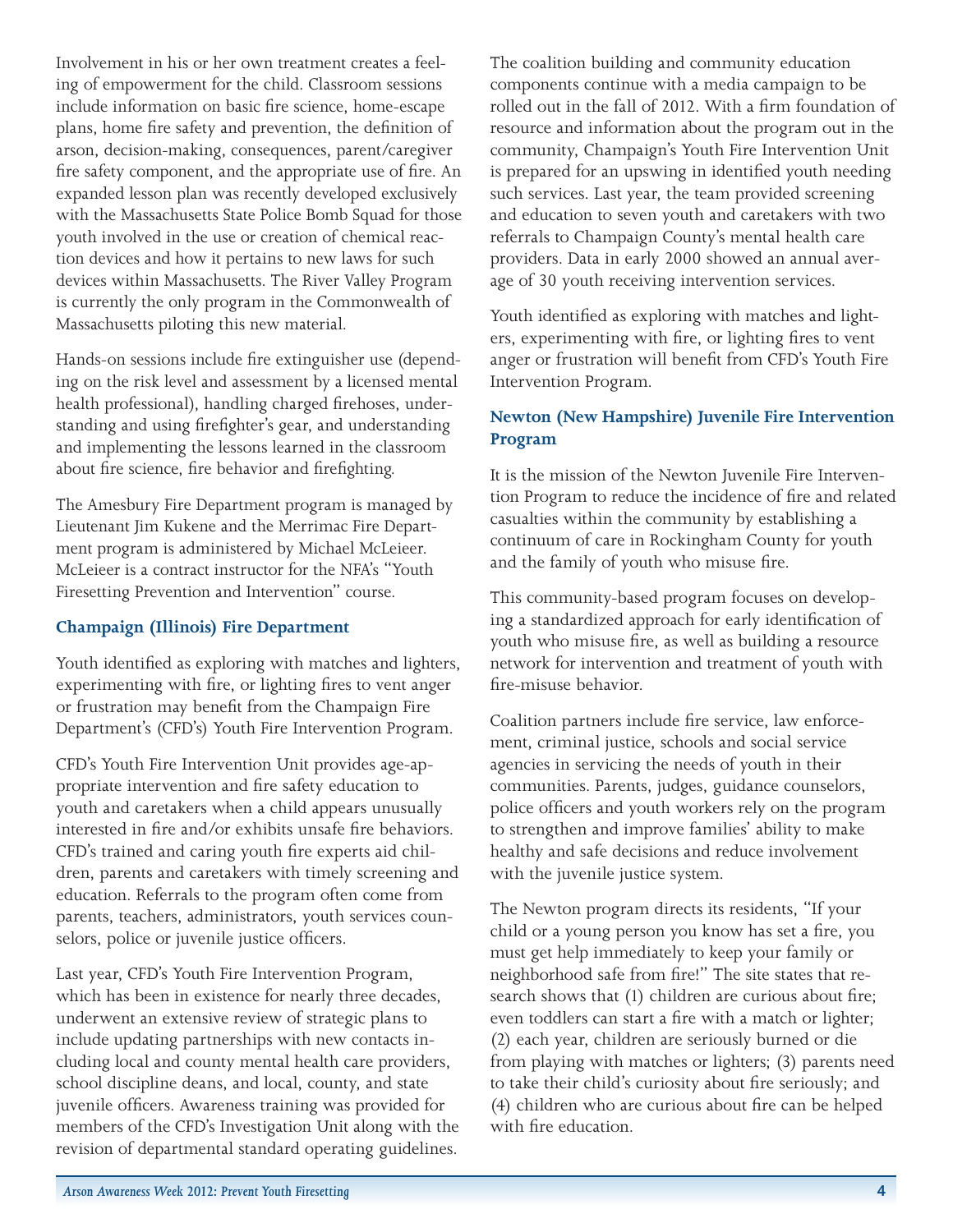Involvement in his or her own treatment creates a feeling of empowerment for the child. Classroom sessions include information on basic fire science, home-escape plans, home fire safety and prevention, the definition of arson, decision-making, consequences, parent/caregiver fire safety component, and the appropriate use of fire. An expanded lesson plan was recently developed exclusively with the Massachusetts State Police Bomb Squad for those youth involved in the use or creation of chemical reaction devices and how it pertains to new laws for such devices within Massachusetts. The River Valley Program is currently the only program in the Commonwealth of Massachusetts piloting this new material.

Hands-on sessions include fire extinguisher use (depending on the risk level and assessment by a licensed mental health professional), handling charged firehoses, understanding and using firefighter's gear, and understanding and implementing the lessons learned in the classroom about fire science, fire behavior and firefighting.

The Amesbury Fire Department program is managed by Lieutenant Jim Kukene and the Merrimac Fire Department program is administered by Michael McLeieer. McLeieer is a contract instructor for the NFA's "Youth Firesetting Prevention and Intervention" course.

### Champaign (Illinois) Fire Department

Youth identified as exploring with matches and lighters, experimenting with fire, or lighting fires to vent anger or frustration may benefit from the Champaign Fire Department's (CFD's) Youth Fire Intervention Program.

CFD's Youth Fire Intervention Unit provides age-appropriate intervention and fire safety education to youth and caretakers when a child appears unusually interested in fire and/or exhibits unsafe fire behaviors. CFD's trained and caring youth fire experts aid children, parents and caretakers with timely screening and education. Referrals to the program often come from parents, teachers, administrators, youth services counselors, police or juvenile justice officers.

Last year, CFD's Youth Fire Intervention Program, which has been in existence for nearly three decades, underwent an extensive review of strategic plans to include updating partnerships with new contacts including local and county mental health care providers, school discipline deans, and local, county, and state juvenile officers. Awareness training was provided for members of the CFD's Investigation Unit along with the revision of departmental standard operating guidelines.

The coalition building and community education components continue with a media campaign to be rolled out in the fall of 2012. With a firm foundation of resource and information about the program out in the community, Champaign's Youth Fire Intervention Unit is prepared for an upswing in identified youth needing such services. Last year, the team provided screening and education to seven youth and caretakers with two referrals to Champaign County's mental health care providers. Data in early 2000 showed an annual average of 30 youth receiving intervention services.

Youth identified as exploring with matches and lighters, experimenting with fire, or lighting fires to vent anger or frustration will benefit from CFD's Youth Fire Intervention Program.

### Newton (New Hampshire) Juvenile Fire Intervention Program

It is the mission of the Newton Juvenile Fire Intervention Program to reduce the incidence of fire and related casualties within the community by establishing a continuum of care in Rockingham County for youth and the family of youth who misuse fire.

This community-based program focuses on developing a standardized approach for early identification of youth who misuse fire, as well as building a resource network for intervention and treatment of youth with fire-misuse behavior.

Coalition partners include fire service, law enforcement, criminal justice, schools and social service agencies in servicing the needs of youth in their communities. Parents, judges, guidance counselors, police officers and youth workers rely on the program to strengthen and improve families' ability to make healthy and safe decisions and reduce involvement with the juvenile justice system.

The Newton program directs its residents, "If your child or a young person you know has set a fire, you must get help immediately to keep your family or neighborhood safe from fire!" The site states that research shows that (1) children are curious about fire; even toddlers can start a fire with a match or lighter; (2) each year, children are seriously burned or die from playing with matches or lighters; (3) parents need to take their child's curiosity about fire seriously; and (4) children who are curious about fire can be helped with fire education.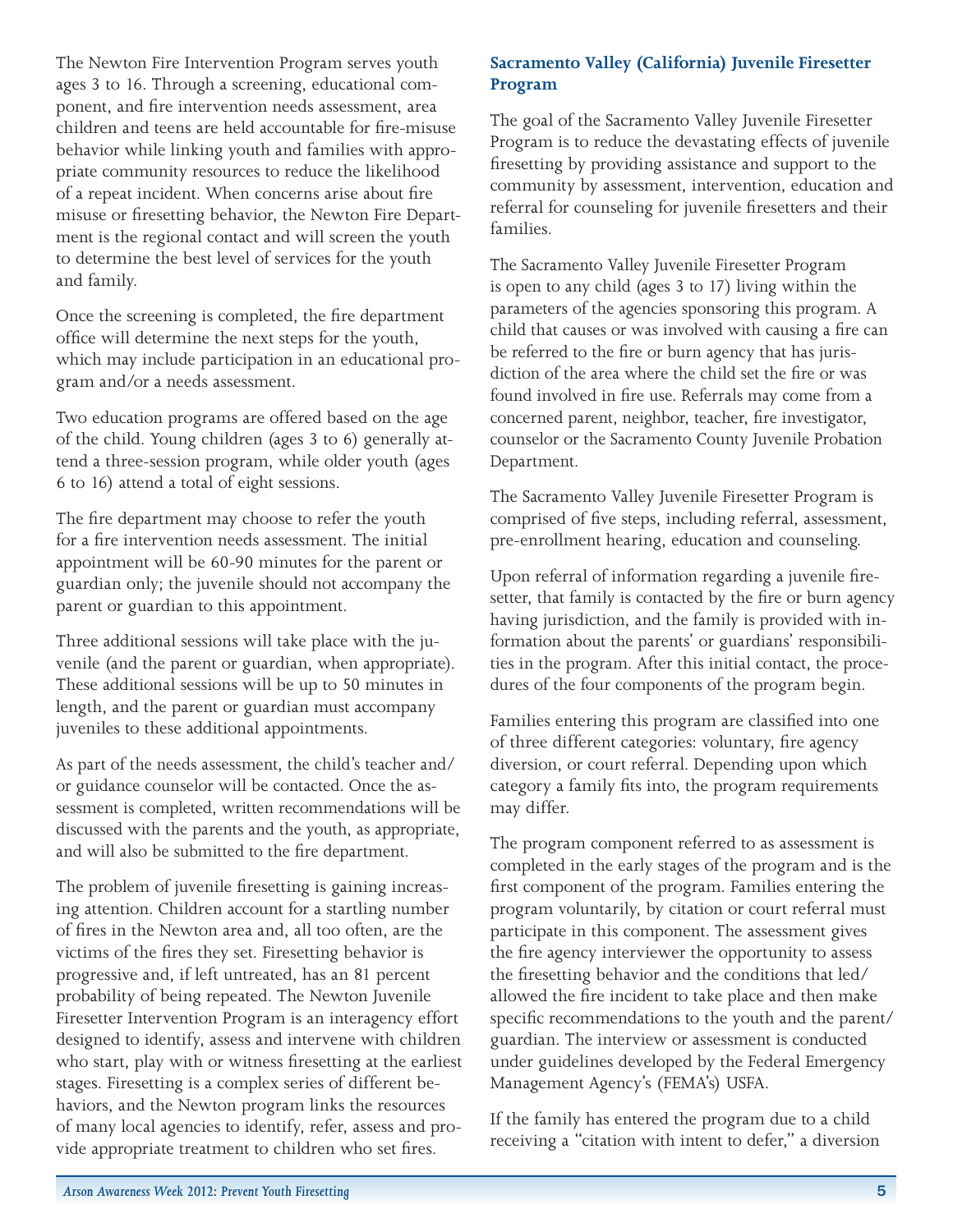The Newton Fire Intervention Program serves youth ages 3 to 16. Through a screening, educational component, and fire intervention needs assessment, area children and teens are held accountable for fire-misuse behavior while linking youth and families with appropriate community resources to reduce the likelihood of a repeat incident. When concerns arise about fire misuse or firesetting behavior, the Newton Fire Department is the regional contact and will screen the youth to determine the best level of services for the youth and family.

Once the screening is completed, the fire department office will determine the next steps for the youth, which may include participation in an educational program and/or a needs assessment.

Two education programs are offered based on the age of the child. Young children (ages 3 to 6) generally attend a three-session program, while older youth (ages 6 to 16) attend a total of eight sessions.

The fire department may choose to refer the youth for a fire intervention needs assessment. The initial appointment will be 60-90 minutes for the parent or guardian only; the juvenile should not accompany the parent or guardian to this appointment.

Three additional sessions will take place with the juvenile (and the parent or guardian, when appropriate). These additional sessions will be up to 50 minutes in length, and the parent or guardian must accompany juveniles to these additional appointments.

As part of the needs assessment, the child's teacher and/or guidance counselor will be contacted. Once the assessment is completed, written recommendations will be discussed with the parents and the youth, as appropriate, and will also be submitted to the fire department.

The problem of juvenile firesetting is gaining increasing attention. Children account for a startling number of fires in the Newton area and, all too often, are the victims of the fires they set. Firesetting behavior is progressive and, if left untreated, has an 81 percent probability of being repeated. The Newton Juvenile Firesetter Intervention Program is an interagency effort designed to identify, assess and intervene with children who start, play with or witness firesetting at the earliest stages. Firesetting is a complex series of different behaviors, and the Newton program links the resources of many local agencies to identify, refer, assess and provide appropriate treatment to children who set fires.

### Sacramento Valley (California) Juvenile Firesetter Program

The goal of the Sacramento Valley Juvenile Firesetter Program is to reduce the devastating effects of juvenile firesetting by providing assistance and support to the community by assessment, intervention, education and referral for counseling for juvenile firesetters and their families.

The Sacramento Valley Juvenile Firesetter Program is open to any child (ages 3 to 17) living within the parameters of the agencies sponsoring this program. A child that causes or was involved with causing a fire can be referred to the fire or burn agency that has jurisdiction of the area where the child set the fire or was found involved in fire use. Referrals may come from a concerned parent, neighbor, teacher, fire investigator, counselor or the Sacramento County Juvenile Probation Department.

The Sacramento Valley Juvenile Firesetter Program is comprised of five steps, including referral, assessment, pre-enrollment hearing, education and counseling.

Upon referral of information regarding a juvenile firesetter, that family is contacted by the fire or burn agency having jurisdiction, and the family is provided with information about the parents' or guardians' responsibilities in the program. After this initial contact, the procedures of the four components of the program begin.

Families entering this program are classified into one of three different categories: voluntary, fire agency diversion, or court referral. Depending upon which category a family fits into, the program requirements may differ.

The program component referred to as assessment is completed in the early stages of the program and is the first component of the program. Families entering the program voluntarily, by citation or court referral must participate in this component. The assessment gives the fire agency interviewer the opportunity to assess the firesetting behavior and the conditions that led/allowed the fire incident to take place and then make specific recommendations to the youth and the parent/guardian. The interview or assessment is conducted under guidelines developed by the Federal Emergency Management Agency's (FEMA's) USFA.

If the family has entered the program due to a child receiving a "citation with intent to defer," a diversion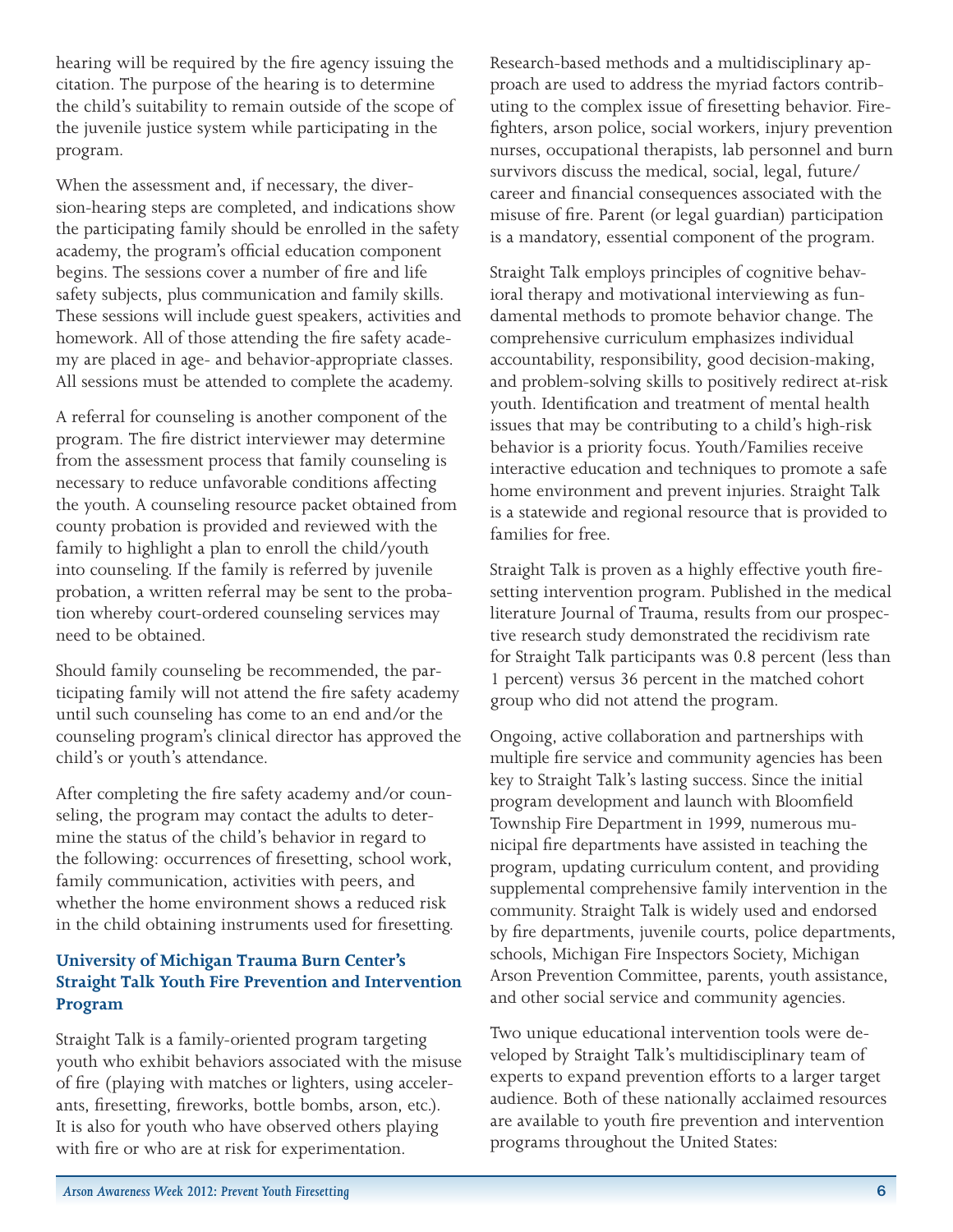hearing will be required by the fire agency issuing the citation. The purpose of the hearing is to determine the child's suitability to remain outside of the scope of the juvenile justice system while participating in the program.

When the assessment and, if necessary, the diversion-hearing steps are completed, and indications show the participating family should be enrolled in the safety academy, the program's official education component begins. The sessions cover a number of fire and life safety subjects, plus communication and family skills. These sessions will include guest speakers, activities and homework. All of those attending the fire safety academy are placed in age- and behavior-appropriate classes. All sessions must be attended to complete the academy.

A referral for counseling is another component of the program. The fire district interviewer may determine from the assessment process that family counseling is necessary to reduce unfavorable conditions affecting the youth. A counseling resource packet obtained from county probation is provided and reviewed with the family to highlight a plan to enroll the child/youth into counseling. If the family is referred by juvenile probation, a written referral may be sent to the probation whereby court-ordered counseling services may need to be obtained.

Should family counseling be recommended, the participating family will not attend the fire safety academy until such counseling has come to an end and/or the counseling program's clinical director has approved the child's or youth's attendance.

After completing the fire safety academy and/or counseling, the program may contact the adults to determine the status of the child's behavior in regard to the following: occurrences of firesetting, school work, family communication, activities with peers, and whether the home environment shows a reduced risk in the child obtaining instruments used for firesetting.

### University of Michigan Trauma Burn Center's Straight Talk Youth Fire Prevention and Intervention Program

Straight Talk is a family-oriented program targeting youth who exhibit behaviors associated with the misuse of fire (playing with matches or lighters, using accelerants, firesetting, fireworks, bottle bombs, arson, etc.). It is also for youth who have observed others playing with fire or who are at risk for experimentation.

Research-based methods and a multidisciplinary approach are used to address the myriad factors contributing to the complex issue of firesetting behavior. Firefighters, arson police, social workers, injury prevention nurses, occupational therapists, lab personnel and burn survivors discuss the medical, social, legal, future/career and financial consequences associated with the misuse of fire. Parent (or legal guardian) participation is a mandatory, essential component of the program.

Straight Talk employs principles of cognitive behavioral therapy and motivational interviewing as fundamental methods to promote behavior change. The comprehensive curriculum emphasizes individual accountability, responsibility, good decision-making, and problem-solving skills to positively redirect at-risk youth. Identification and treatment of mental health issues that may be contributing to a child's high-risk behavior is a priority focus. Youth/Families receive interactive education and techniques to promote a safe home environment and prevent injuries. Straight Talk is a statewide and regional resource that is provided to families for free.

Straight Talk is proven as a highly effective youth firesetting intervention program. Published in the medical literature Journal of Trauma, results from our prospective research study demonstrated the recidivism rate for Straight Talk participants was 0.8 percent (less than 1 percent) versus 36 percent in the matched cohort group who did not attend the program.

Ongoing, active collaboration and partnerships with multiple fire service and community agencies has been key to Straight Talk's lasting success. Since the initial program development and launch with Bloomfield Township Fire Department in 1999, numerous municipal fire departments have assisted in teaching the program, updating curriculum content, and providing supplemental comprehensive family intervention in the community. Straight Talk is widely used and endorsed by fire departments, juvenile courts, police departments, schools, Michigan Fire Inspectors Society, Michigan Arson Prevention Committee, parents, youth assistance, and other social service and community agencies.

Two unique educational intervention tools were developed by Straight Talk's multidisciplinary team of experts to expand prevention efforts to a larger target audience. Both of these nationally acclaimed resources are available to youth fire prevention and intervention programs throughout the United States: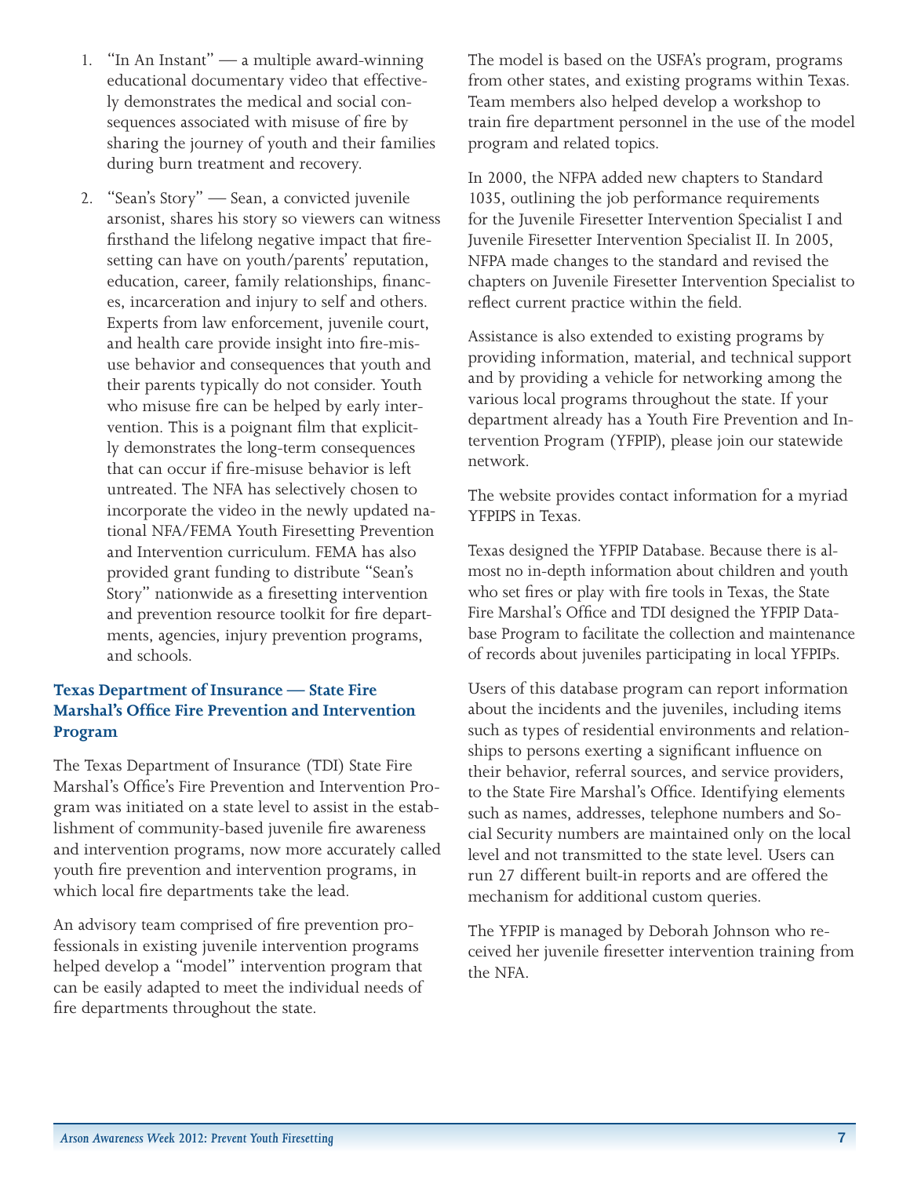1. "In An Instant" — a multiple award-winning educational documentary video that effectively demonstrates the medical and social consequences associated with misuse of fire by sharing the journey of youth and their families during burn treatment and recovery.
2. "Sean's Story" — Sean, a convicted juvenile arsonist, shares his story so viewers can witness firsthand the lifelong negative impact that firesetting can have on youth/parents' reputation, education, career, family relationships, finances, incarceration and injury to self and others. Experts from law enforcement, juvenile court, and health care provide insight into fire-misuse behavior and consequences that youth and their parents typically do not consider. Youth who misuse fire can be helped by early intervention. This is a poignant film that explicitly demonstrates the long-term consequences that can occur if fire-misuse behavior is left untreated. The NFA has selectively chosen to incorporate the video in the newly updated national NFA/FEMA Youth Firesetting Prevention and Intervention curriculum. FEMA has also provided grant funding to distribute "Sean's Story" nationwide as a firesetting intervention and prevention resource toolkit for fire departments, agencies, injury prevention programs, and schools.

### Texas Department of Insurance — State Fire Marshal's Office Fire Prevention and Intervention Program

The Texas Department of Insurance (TDI) State Fire Marshal's Office's Fire Prevention and Intervention Program was initiated on a state level to assist in the establishment of community-based juvenile fire awareness and intervention programs, now more accurately called youth fire prevention and intervention programs, in which local fire departments take the lead.

An advisory team comprised of fire prevention professionals in existing juvenile intervention programs helped develop a "model" intervention program that can be easily adapted to meet the individual needs of fire departments throughout the state.

The model is based on the USFA's program, programs from other states, and existing programs within Texas. Team members also helped develop a workshop to train fire department personnel in the use of the model program and related topics.

In 2000, the NFPA added new chapters to Standard 1035, outlining the job performance requirements for the Juvenile Firesetter Intervention Specialist I and Juvenile Firesetter Intervention Specialist II. In 2005, NFPA made changes to the standard and revised the chapters on Juvenile Firesetter Intervention Specialist to reflect current practice within the field.

Assistance is also extended to existing programs by providing information, material, and technical support and by providing a vehicle for networking among the various local programs throughout the state. If your department already has a Youth Fire Prevention and Intervention Program (YFPIP), please join our statewide network.

The website provides contact information for a myriad YFPIPS in Texas.

Texas designed the YFPIP Database. Because there is almost no in-depth information about children and youth who set fires or play with fire tools in Texas, the State Fire Marshal's Office and TDI designed the YFPIP Database Program to facilitate the collection and maintenance of records about juveniles participating in local YFPIPs.

Users of this database program can report information about the incidents and the juveniles, including items such as types of residential environments and relationships to persons exerting a significant influence on their behavior, referral sources, and service providers, to the State Fire Marshal's Office. Identifying elements such as names, addresses, telephone numbers and Social Security numbers are maintained only on the local level and not transmitted to the state level. Users can run 27 different built-in reports and are offered the mechanism for additional custom queries.

The YFPIP is managed by Deborah Johnson who received her juvenile firesetter intervention training from the NFA.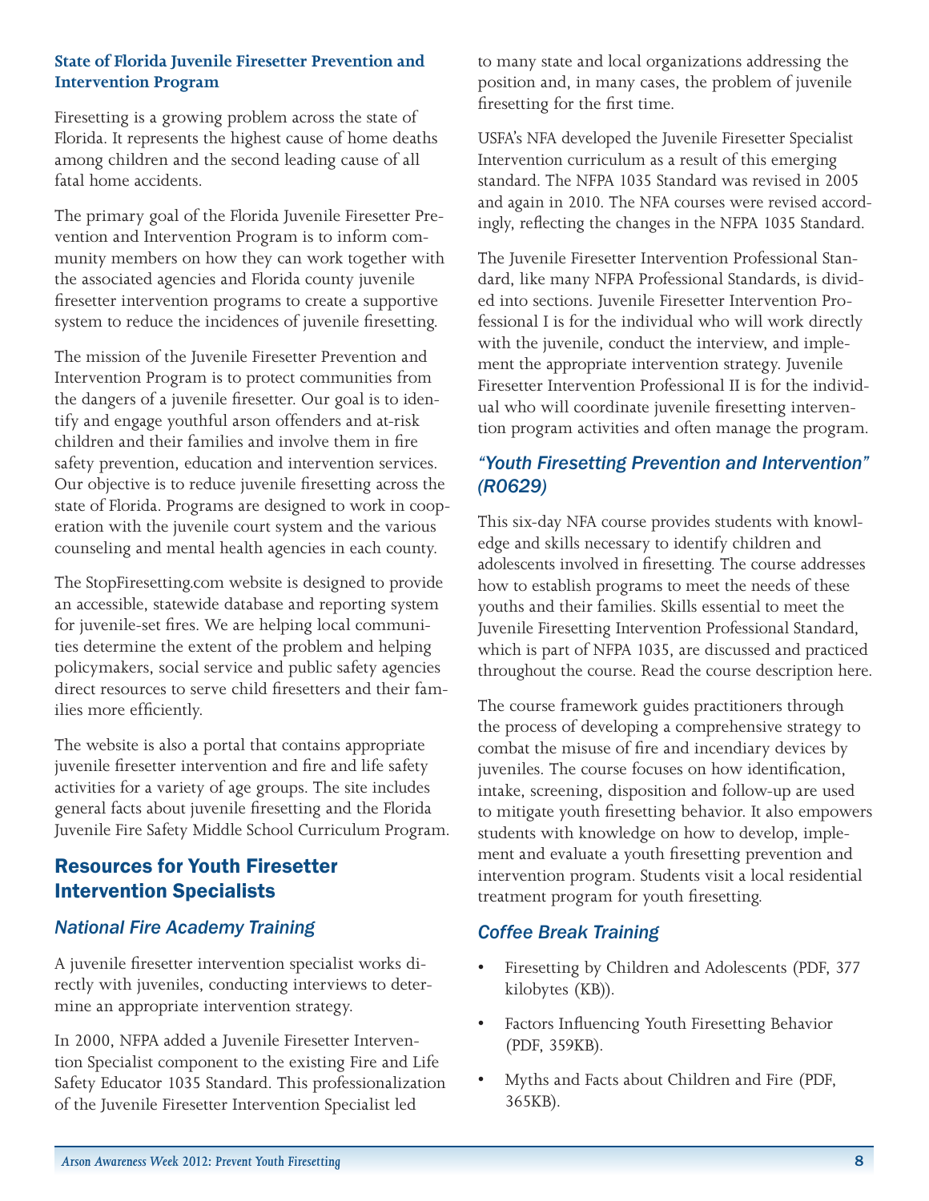**State of Florida Juvenile Firesetter Prevention and Intervention Program**

Firesetting is a growing problem across the state of Florida. It represents the highest cause of home deaths among children and the second leading cause of all fatal home accidents.

The primary goal of the Florida Juvenile Firesetter Prevention and Intervention Program is to inform community members on how they can work together with the associated agencies and Florida county juvenile firesetter intervention programs to create a supportive system to reduce the incidences of juvenile firesetting.

The mission of the Juvenile Firesetter Prevention and Intervention Program is to protect communities from the dangers of a juvenile firesetter. Our goal is to identify and engage youthful arson offenders and at-risk children and their families and involve them in fire safety prevention, education and intervention services. Our objective is to reduce juvenile firesetting across the state of Florida. Programs are designed to work in cooperation with the juvenile court system and the various counseling and mental health agencies in each county.

The StopFiresetting.com website is designed to provide an accessible, statewide database and reporting system for juvenile-set fires. We are helping local communities determine the extent of the problem and helping policymakers, social service and public safety agencies direct resources to serve child firesetters and their families more efficiently.

The website is also a portal that contains appropriate juvenile firesetter intervention and fire and life safety activities for a variety of age groups. The site includes general facts about juvenile firesetting and the Florida Juvenile Fire Safety Middle School Curriculum Program.

## Resources for Youth Firesetter Intervention Specialists

### *National Fire Academy Training*

A juvenile firesetter intervention specialist works directly with juveniles, conducting interviews to determine an appropriate intervention strategy.

In 2000, NFPA added a Juvenile Firesetter Intervention Specialist component to the existing Fire and Life Safety Educator 1035 Standard. This professionalization of the Juvenile Firesetter Intervention Specialist led to many state and local organizations addressing the position and, in many cases, the problem of juvenile firesetting for the first time.

USFA's NFA developed the Juvenile Firesetter Specialist Intervention curriculum as a result of this emerging standard. The NFPA 1035 Standard was revised in 2005 and again in 2010. The NFA courses were revised accordingly, reflecting the changes in the NFPA 1035 Standard.

The Juvenile Firesetter Intervention Professional Standard, like many NFPA Professional Standards, is divided into sections. Juvenile Firesetter Intervention Professional I is for the individual who will work directly with the juvenile, conduct the interview, and implement the appropriate intervention strategy. Juvenile Firesetter Intervention Professional II is for the individual who will coordinate juvenile firesetting intervention program activities and often manage the program.

### *"Youth Firesetting Prevention and Intervention" (R0629)*

This six-day NFA course provides students with knowledge and skills necessary to identify children and adolescents involved in firesetting. The course addresses how to establish programs to meet the needs of these youths and their families. Skills essential to meet the Juvenile Firesetting Intervention Professional Standard, which is part of NFPA 1035, are discussed and practiced throughout the course. Read the course description here.

The course framework guides practitioners through the process of developing a comprehensive strategy to combat the misuse of fire and incendiary devices by juveniles. The course focuses on how identification, intake, screening, disposition and follow-up are used to mitigate youth firesetting behavior. It also empowers students with knowledge on how to develop, implement and evaluate a youth firesetting prevention and intervention program. Students visit a local residential treatment program for youth firesetting.

### *Coffee Break Training*

- Firesetting by Children and Adolescents (PDF, 377 kilobytes (KB)).
- Factors Influencing Youth Firesetting Behavior (PDF, 359KB).
- Myths and Facts about Children and Fire (PDF, 365KB).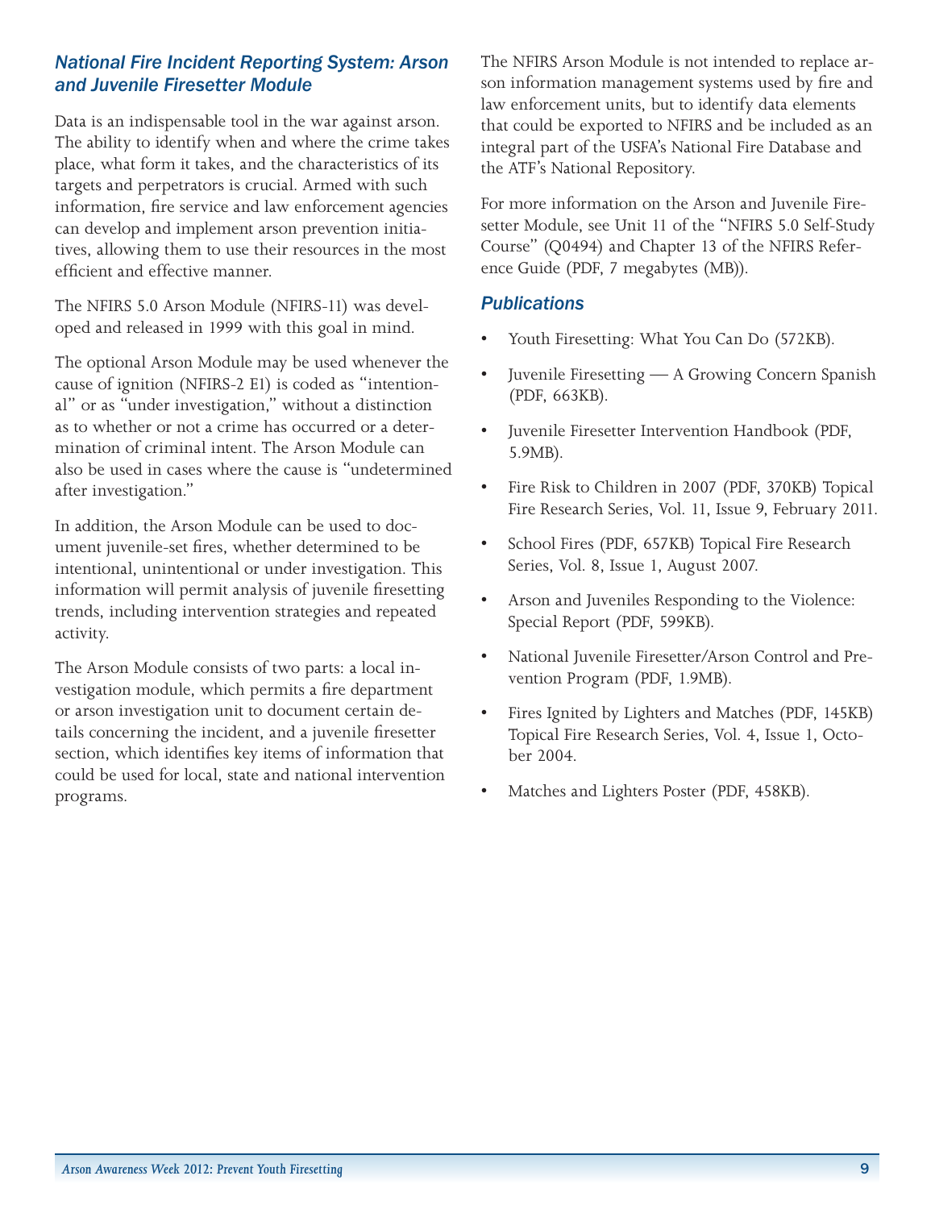### *National Fire Incident Reporting System: Arson and Juvenile Firesetter Module*

Data is an indispensable tool in the war against arson. The ability to identify when and where the crime takes place, what form it takes, and the characteristics of its targets and perpetrators is crucial. Armed with such information, fire service and law enforcement agencies can develop and implement arson prevention initiatives, allowing them to use their resources in the most efficient and effective manner.

The NFIRS 5.0 Arson Module (NFIRS-11) was developed and released in 1999 with this goal in mind.

The optional Arson Module may be used whenever the cause of ignition (NFIRS-2 E1) is coded as "intentional" or as "under investigation," without a distinction as to whether or not a crime has occurred or a determination of criminal intent. The Arson Module can also be used in cases where the cause is "undetermined after investigation."

In addition, the Arson Module can be used to document juvenile-set fires, whether determined to be intentional, unintentional or under investigation. This information will permit analysis of juvenile firesetting trends, including intervention strategies and repeated activity.

The Arson Module consists of two parts: a local investigation module, which permits a fire department or arson investigation unit to document certain details concerning the incident, and a juvenile firesetter section, which identifies key items of information that could be used for local, state and national intervention programs.

The NFIRS Arson Module is not intended to replace arson information management systems used by fire and law enforcement units, but to identify data elements that could be exported to NFIRS and be included as an integral part of the USFA's National Fire Database and the ATF's National Repository.

For more information on the Arson and Juvenile Firesetter Module, see Unit 11 of the "NFIRS 5.0 Self-Study Course" (Q0494) and Chapter 13 of the NFIRS Reference Guide (PDF, 7 megabytes (MB)).

### *Publications*

- Youth Firesetting: What You Can Do (572KB).
- Juvenile Firesetting — A Growing Concern Spanish (PDF, 663KB).
- Juvenile Firesetter Intervention Handbook (PDF, 5.9MB).
- Fire Risk to Children in 2007 (PDF, 370KB) Topical Fire Research Series, Vol. 11, Issue 9, February 2011.
- School Fires (PDF, 657KB) Topical Fire Research Series, Vol. 8, Issue 1, August 2007.
- Arson and Juveniles Responding to the Violence: Special Report (PDF, 599KB).
- National Juvenile Firesetter/Arson Control and Prevention Program (PDF, 1.9MB).
- Fires Ignited by Lighters and Matches (PDF, 145KB) Topical Fire Research Series, Vol. 4, Issue 1, October 2004.
- Matches and Lighters Poster (PDF, 458KB).